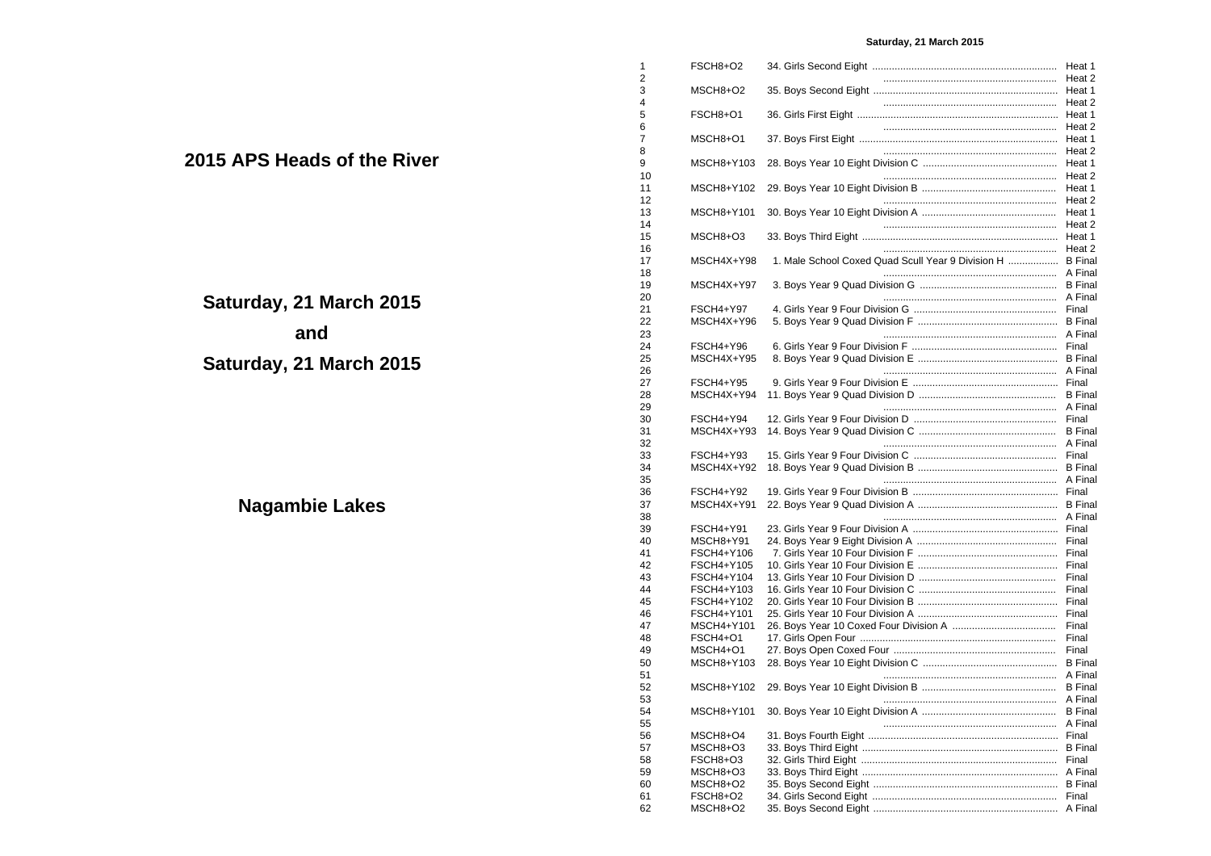# 2015 APS Heads of the River

## Saturday, 21 March 2015

## and

## Saturday, 21 March 2015

## Nagambie Lakes

**Saturday, 21 March 2015**

| | | | |
|---|---|---|---|
| 1 | FSCH8+O2 | 34. Girls Second Eight | Heat 1 |
| 2 | | | Heat 2 |
| 3 | MSCH8+O2 | 35. Boys Second Eight | Heat 1 |
| 4 | | | Heat 2 |
| 5 | FSCH8+O1 | 36. Girls First Eight | Heat 1 |
| 6 | | | Heat 2 |
| 7 | MSCH8+O1 | 37. Boys First Eight | Heat 1 |
| 8 | | | Heat 2 |
| 9 | MSCH8+Y103 | 28. Boys Year 10 Eight Division C | Heat 1 |
| 10 | | | Heat 2 |
| 11 | MSCH8+Y102 | 29. Boys Year 10 Eight Division B | Heat 1 |
| 12 | | | Heat 2 |
| 13 | MSCH8+Y101 | 30. Boys Year 10 Eight Division A | Heat 1 |
| 14 | | | Heat 2 |
| 15 | MSCH8+O3 | 33. Boys Third Eight | Heat 1 |
| 16 | | | Heat 2 |
| 17 | MSCH4X+Y98 | 1. Male School Coxed Quad Scull Year 9 Division H | B Final |
| 18 | | | A Final |
| 19 | MSCH4X+Y97 | 3. Boys Year 9 Quad Division G | B Final |
| 20 | | | A Final |
| 21 | FSCH4+Y97 | 4. Girls Year 9 Four Division G | Final |
| 22 | MSCH4X+Y96 | 5. Boys Year 9 Quad Division F | B Final |
| 23 | | | A Final |
| 24 | FSCH4+Y96 | 6. Girls Year 9 Four Division F | Final |
| 25 | MSCH4X+Y95 | 8. Boys Year 9 Quad Division E | B Final |
| 26 | | | A Final |
| 27 | FSCH4+Y95 | 9. Girls Year 9 Four Division E | Final |
| 28 | MSCH4X+Y94 | 11. Boys Year 9 Quad Division D | B Final |
| 29 | | | A Final |
| 30 | FSCH4+Y94 | 12. Girls Year 9 Four Division D | Final |
| 31 | MSCH4X+Y93 | 14. Boys Year 9 Quad Division C | B Final |
| 32 | | | A Final |
| 33 | FSCH4+Y93 | 15. Girls Year 9 Four Division C | Final |
| 34 | MSCH4X+Y92 | 18. Boys Year 9 Quad Division B | B Final |
| 35 | | | A Final |
| 36 | FSCH4+Y92 | 19. Girls Year 9 Four Division B | Final |
| 37 | MSCH4X+Y91 | 22. Boys Year 9 Quad Division A | B Final |
| 38 | | | A Final |
| 39 | FSCH4+Y91 | 23. Girls Year 9 Four Division A | Final |
| 40 | MSCH8+Y91 | 24. Boys Year 9 Eight Division A | Final |
| 41 | FSCH4+Y106 | 7. Girls Year 10 Four Division F | Final |
| 42 | FSCH4+Y105 | 10. Girls Year 10 Four Division E | Final |
| 43 | FSCH4+Y104 | 13. Girls Year 10 Four Division D | Final |
| 44 | FSCH4+Y103 | 16. Girls Year 10 Four Division C | Final |
| 45 | FSCH4+Y102 | 20. Girls Year 10 Four Division B | Final |
| 46 | FSCH4+Y101 | 25. Girls Year 10 Four Division A | Final |
| 47 | MSCH4+Y101 | 26. Boys Year 10 Coxed Four Division A | Final |
| 48 | FSCH4+O1 | 17. Girls Open Four | Final |
| 49 | MSCH4+O1 | 27. Boys Open Coxed Four | Final |
| 50 | MSCH8+Y103 | 28. Boys Year 10 Eight Division C | B Final |
| 51 | | | A Final |
| 52 | MSCH8+Y102 | 29. Boys Year 10 Eight Division B | B Final |
| 53 | | | A Final |
| 54 | MSCH8+Y101 | 30. Boys Year 10 Eight Division A | B Final |
| 55 | | | A Final |
| 56 | MSCH8+O4 | 31. Boys Fourth Eight | Final |
| 57 | MSCH8+O3 | 33. Boys Third Eight | B Final |
| 58 | FSCH8+O3 | 32. Girls Third Eight | Final |
| 59 | MSCH8+O3 | 33. Boys Third Eight | A Final |
| 60 | MSCH8+O2 | 35. Boys Second Eight | B Final |
| 61 | FSCH8+O2 | 34. Girls Second Eight | Final |
| 62 | MSCH8+O2 | 35. Boys Second Eight | A Final |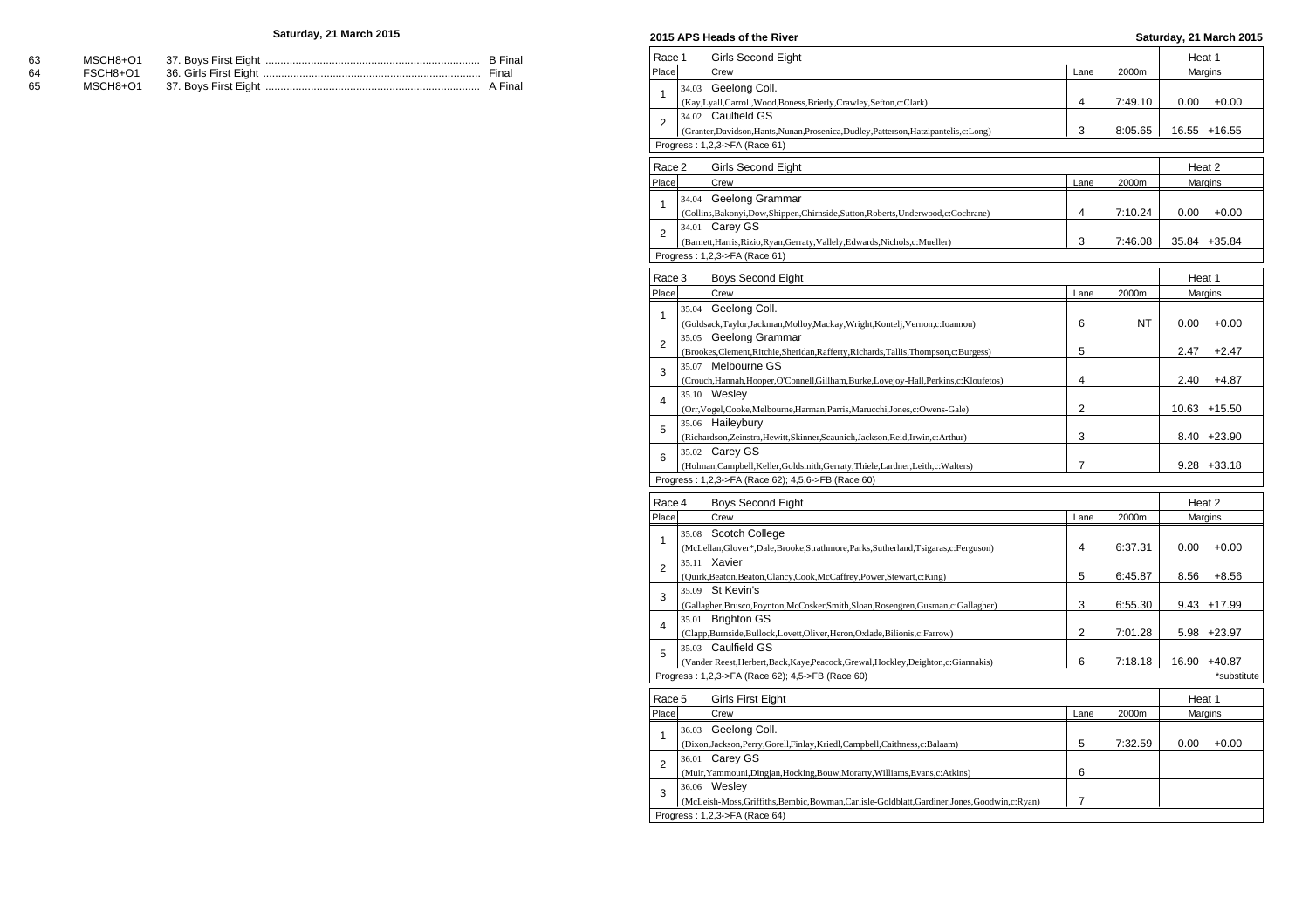## Saturday, 21 March 2015

| | | | |
|---|---|---|---|
| 63 | MSCH8+O1 | 37. Boys First Eight | B Final |
| 64 | FSCH8+O1 | 36. Girls First Eight | Final |
| 65 | MSCH8+O1 | 37. Boys First Eight | A Final |

## 2015 APS Heads of the River

Saturday, 21 March 2015

### Race 1 — Girls Second Eight — Heat 1

| Place | Crew | Lane | 2000m | Margins | |
|---|---|---|---|---|---|
| 1 | 34.03 Geelong Coll. (Kay,Lyall,Carroll,Wood,Boness,Brierly,Crawley,Sefton,c:Clark) | 4 | 7:49.10 | 0.00 | +0.00 |
| 2 | 34.02 Caulfield GS (Granter,Davidson,Hants,Nunan,Prosenica,Dudley,Patterson,Hatzipantelis,c:Long) | 3 | 8:05.65 | 16.55 | +16.55 |

Progress : 1,2,3->FA (Race 61)

### Race 2 — Girls Second Eight — Heat 2

| Place | Crew | Lane | 2000m | Margins | |
|---|---|---|---|---|---|
| 1 | 34.04 Geelong Grammar (Collins,Bakonyi,Dow,Shippen,Chirnside,Sutton,Roberts,Underwood,c:Cochrane) | 4 | 7:10.24 | 0.00 | +0.00 |
| 2 | 34.01 Carey GS (Barnett,Harris,Rizio,Ryan,Gerraty,Vallely,Edwards,Nichols,c:Mueller) | 3 | 7:46.08 | 35.84 | +35.84 |

Progress : 1,2,3->FA (Race 61)

### Race 3 — Boys Second Eight — Heat 1

| Place | Crew | Lane | 2000m | Margins | |
|---|---|---|---|---|---|
| 1 | 35.04 Geelong Coll. (Goldsack,Taylor,Jackman,Molloy,Mackay,Wright,Kontelj,Vernon,c:Ioannou) | 6 | NT | 0.00 | +0.00 |
| 2 | 35.05 Geelong Grammar (Brookes,Clement,Ritchie,Sheridan,Rafferty,Richards,Tallis,Thompson,c:Burgess) | 5 | | 2.47 | +2.47 |
| 3 | 35.07 Melbourne GS (Crouch,Hannah,Hooper,O'Connell,Gillham,Burke,Lovejoy-Hall,Perkins,c:Kloufetos) | 4 | | 2.40 | +4.87 |
| 4 | 35.10 Wesley (Orr,Vogel,Cooke,Melbourne,Harman,Parris,Marucchi,Jones,c:Owens-Gale) | 2 | | 10.63 | +15.50 |
| 5 | 35.06 Haileybury (Richardson,Zeinstra,Hewitt,Skinner,Scaunich,Jackson,Reid,Irwin,c:Arthur) | 3 | | 8.40 | +23.90 |
| 6 | 35.02 Carey GS (Holman,Campbell,Keller,Goldsmith,Gerraty,Thiele,Lardner,Leith,c:Walters) | 7 | | 9.28 | +33.18 |

Progress : 1,2,3->FA (Race 62); 4,5,6->FB (Race 60)

### Race 4 — Boys Second Eight — Heat 2

| Place | Crew | Lane | 2000m | Margins | |
|---|---|---|---|---|---|
| 1 | 35.08 Scotch College (McLellan,Glover*,Dale,Brooke,Strathmore,Parks,Sutherland,Tsigaras,c:Ferguson) | 4 | 6:37.31 | 0.00 | +0.00 |
| 2 | 35.11 Xavier (Quirk,Beaton,Beaton,Clancy,Cook,McCaffrey,Power,Stewart,c:King) | 5 | 6:45.87 | 8.56 | +8.56 |
| 3 | 35.09 St Kevin's (Gallagher,Brusco,Poynton,McCosker,Smith,Sloan,Rosengren,Gusman,c:Gallagher) | 3 | 6:55.30 | 9.43 | +17.99 |
| 4 | 35.01 Brighton GS (Clapp,Burnside,Bullock,Lovett,Oliver,Heron,Oxlade,Bilionis,c:Farrow) | 2 | 7:01.28 | 5.98 | +23.97 |
| 5 | 35.03 Caulfield GS (Vander Reest,Herbert,Back,Kaye,Peacock,Grewal,Hockley,Deighton,c:Giannakis) | 6 | 7:18.18 | 16.90 | +40.87 |

Progress : 1,2,3->FA (Race 62); 4,5->FB (Race 60)

*substitute

### Race 5 — Girls First Eight — Heat 1

| Place | Crew | Lane | 2000m | Margins | |
|---|---|---|---|---|---|
| 1 | 36.03 Geelong Coll. (Dixon,Jackson,Perry,Gorell,Finlay,Kriedl,Campbell,Caithness,c:Balaam) | 5 | 7:32.59 | 0.00 | +0.00 |
| 2 | 36.01 Carey GS (Muir,Yammouni,Dingjan,Hocking,Bouw,Morarty,Williams,Evans,c:Atkins) | 6 | | | |
| 3 | 36.06 Wesley (McLeish-Moss,Griffiths,Bembic,Bowman,Carlisle-Goldblatt,Gardiner,Jones,Goodwin,c:Ryan) | 7 | | | |

Progress : 1,2,3->FA (Race 64)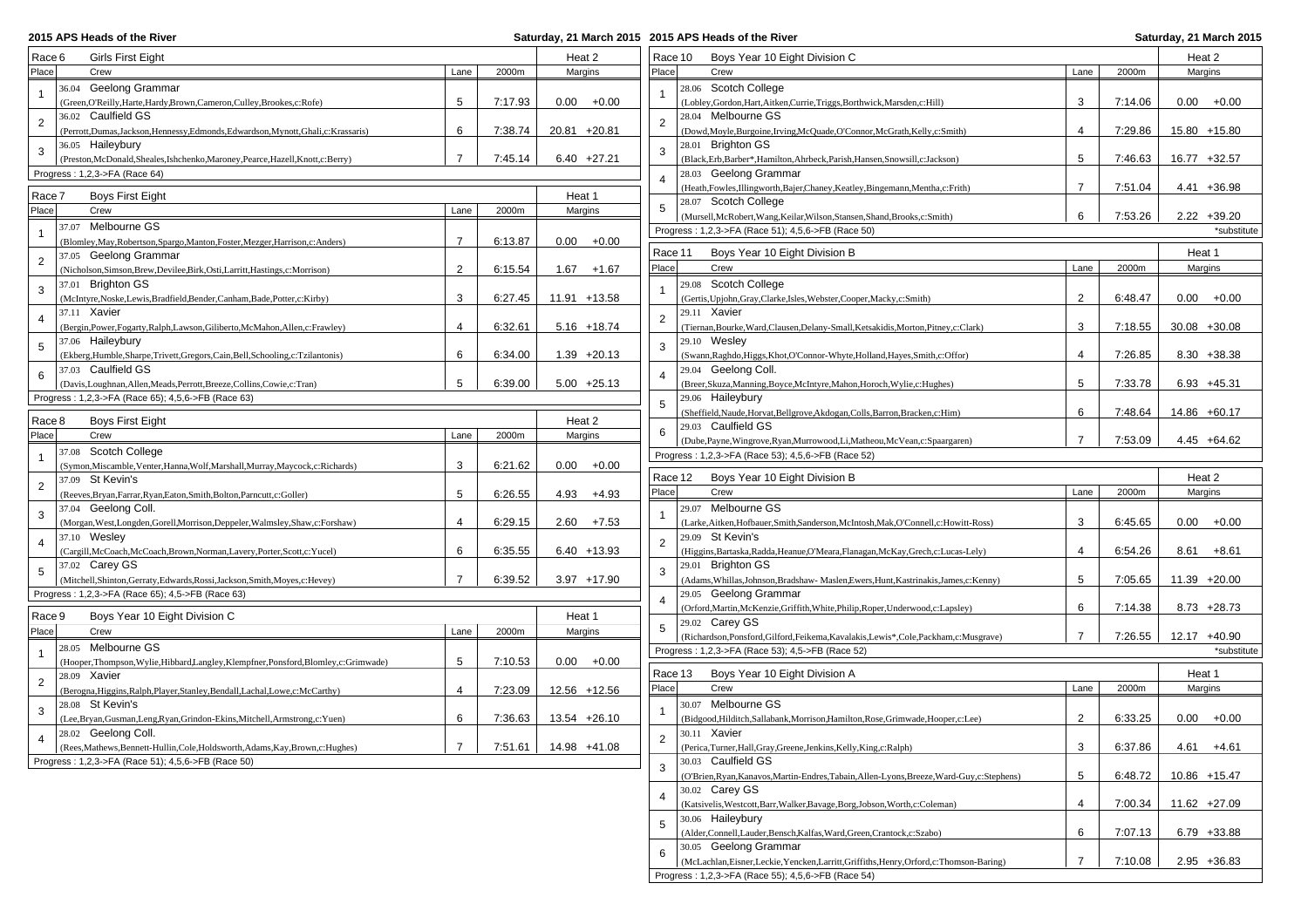## Race 6 — Girls First Eight — Heat 2

| Place | Crew | Lane | 2000m | Margins | |
|---|---|---|---|---|---|
| 1 | 36.04 Geelong Grammar (Green,O'Reilly,Harte,Hardy,Brown,Cameron,Culley,Brookes,c:Rofe) | 5 | 7:17.93 | 0.00 | +0.00 |
| 2 | 36.02 Caulfield GS (Perrott,Dumas,Jackson,Hennessy,Edmonds,Edwardson,Mynott,Ghali,c:Krassaris) | 6 | 7:38.74 | 20.81 | +20.81 |
| 3 | 36.05 Haileybury (Preston,McDonald,Sheales,Ishchenko,Maroney,Pearce,Hazell,Knott,c:Berry) | 7 | 7:45.14 | 6.40 | +27.21 |

Progress : 1,2,3->FA (Race 64)

## Race 7 — Boys First Eight — Heat 1

| Place | Crew | Lane | 2000m | Margins | |
|---|---|---|---|---|---|
| 1 | 37.07 Melbourne GS (Blomley,May,Robertson,Spargo,Manton,Foster,Mezger,Harrison,c:Anders) | 7 | 6:13.87 | 0.00 | +0.00 |
| 2 | 37.05 Geelong Grammar (Nicholson,Simson,Brew,Devilee,Birk,Osti,Larritt,Hastings,c:Morrison) | 2 | 6:15.54 | 1.67 | +1.67 |
| 3 | 37.01 Brighton GS (McIntyre,Noske,Lewis,Bradfield,Bender,Canham,Bade,Potter,c:Kirby) | 3 | 6:27.45 | 11.91 | +13.58 |
| 4 | 37.11 Xavier (Bergin,Power,Fogarty,Ralph,Lawson,Giliberto,McMahon,Allen,c:Frawley) | 4 | 6:32.61 | 5.16 | +18.74 |
| 5 | 37.06 Haileybury (Ekberg,Humble,Sharpe,Trivett,Gregors,Cain,Bell,Schooling,c:Tzilantonis) | 6 | 6:34.00 | 1.39 | +20.13 |
| 6 | 37.03 Caulfield GS (Davis,Loughnan,Allen,Meads,Perrott,Breeze,Collins,Cowie,c:Tran) | 5 | 6:39.00 | 5.00 | +25.13 |

Progress : 1,2,3->FA (Race 65); 4,5,6->FB (Race 63)

## Race 8 — Boys First Eight — Heat 2

| Place | Crew | Lane | 2000m | Margins | |
|---|---|---|---|---|---|
| 1 | 37.08 Scotch College (Symon,Miscamble,Venter,Hanna,Wolf,Marshall,Murray,Maycock,c:Richards) | 3 | 6:21.62 | 0.00 | +0.00 |
| 2 | 37.09 St Kevin's (Reeves,Bryan,Farrar,Ryan,Eaton,Smith,Bolton,Parncutt,c:Goller) | 5 | 6:26.55 | 4.93 | +4.93 |
| 3 | 37.04 Geelong Coll. (Morgan,West,Longden,Gorell,Morrison,Deppeler,Walmsley,Shaw,c:Forshaw) | 4 | 6:29.15 | 2.60 | +7.53 |
| 4 | 37.10 Wesley (Cargill,McCoach,McCoach,Brown,Norman,Lavery,Porter,Scott,c:Yucel) | 6 | 6:35.55 | 6.40 | +13.93 |
| 5 | 37.02 Carey GS (Mitchell,Shinton,Gerraty,Edwards,Rossi,Jackson,Smith,Moyes,c:Hevey) | 7 | 6:39.52 | 3.97 | +17.90 |

Progress : 1,2,3->FA (Race 65); 4,5->FB (Race 63)

## Race 9 — Boys Year 10 Eight Division C — Heat 1

| Place | Crew | Lane | 2000m | Margins | |
|---|---|---|---|---|---|
| 1 | 28.05 Melbourne GS (Hooper,Thompson,Wylie,Hibbard,Langley,Klempfner,Ponsford,Blomley,c:Grimwade) | 5 | 7:10.53 | 0.00 | +0.00 |
| 2 | 28.09 Xavier (Berogna,Higgins,Ralph,Player,Stanley,Bendall,Lachal,Lowe,c:McCarthy) | 4 | 7:23.09 | 12.56 | +12.56 |
| 3 | 28.08 St Kevin's (Lee,Bryan,Gusman,Leng,Ryan,Grindon-Ekins,Mitchell,Armstrong,c:Yuen) | 6 | 7:36.63 | 13.54 | +26.10 |
| 4 | 28.02 Geelong Coll. (Rees,Mathews,Bennett-Hullin,Cole,Holdsworth,Adams,Kay,Brown,c:Hughes) | 7 | 7:51.61 | 14.98 | +41.08 |

Progress : 1,2,3->FA (Race 51); 4,5,6->FB (Race 50)

## Race 10 — Boys Year 10 Eight Division C — Heat 2

| Place | Crew | Lane | 2000m | Margins | |
|---|---|---|---|---|---|
| 1 | 28.06 Scotch College (Lobley,Gordon,Hart,Aitken,Currie,Triggs,Borthwick,Marsden,c:Hill) | 3 | 7:14.06 | 0.00 | +0.00 |
| 2 | 28.04 Melbourne GS (Dowd,Moyle,Burgoine,Irving,McQuade,O'Connor,McGrath,Kelly,c:Smith) | 4 | 7:29.86 | 15.80 | +15.80 |
| 3 | 28.01 Brighton GS (Black,Erb,Barber*,Hamilton,Ahrbeck,Parish,Hansen,Snowsill,c:Jackson) | 5 | 7:46.63 | 16.77 | +32.57 |
| 4 | 28.03 Geelong Grammar (Heath,Fowles,Illingworth,Bajer,Chaney,Keatley,Bingemann,Mentha,c:Frith) | 7 | 7:51.04 | 4.41 | +36.98 |
| 5 | 28.07 Scotch College (Mursell,McRobert,Wang,Keilar,Wilson,Stansen,Shand,Brooks,c:Smith) | 6 | 7:53.26 | 2.22 | +39.20 |

Progress : 1,2,3->FA (Race 51); 4,5,6->FB (Race 50) — *substitute

## Race 11 — Boys Year 10 Eight Division B — Heat 1

| Place | Crew | Lane | 2000m | Margins | |
|---|---|---|---|---|---|
| 1 | 29.08 Scotch College (Gertis,Upjohn,Gray,Clarke,Isles,Webster,Cooper,Macky,c:Smith) | 2 | 6:48.47 | 0.00 | +0.00 |
| 2 | 29.11 Xavier (Tiernan,Bourke,Ward,Clausen,Delany-Small,Ketsakidis,Morton,Pitney,c:Clark) | 3 | 7:18.55 | 30.08 | +30.08 |
| 3 | 29.10 Wesley (Swann,Raghdo,Higgs,Khot,O'Connor-Whyte,Holland,Hayes,Smith,c:Offor) | 4 | 7:26.85 | 8.30 | +38.38 |
| 4 | 29.04 Geelong Coll. (Breer,Skuza,Manning,Boyce,McIntyre,Mahon,Horoch,Wylie,c:Hughes) | 5 | 7:33.78 | 6.93 | +45.31 |
| 5 | 29.06 Haileybury (Sheffield,Naude,Horvat,Bellgrove,Akdogan,Colls,Barron,Bracken,c:Him) | 6 | 7:48.64 | 14.86 | +60.17 |
| 6 | 29.03 Caulfield GS (Dube,Payne,Wingrove,Ryan,Murrowood,Li,Matheou,McVean,c:Spaargaren) | 7 | 7:53.09 | 4.45 | +64.62 |

Progress : 1,2,3->FA (Race 53); 4,5,6->FB (Race 52)

## Race 12 — Boys Year 10 Eight Division B — Heat 2

| Place | Crew | Lane | 2000m | Margins | |
|---|---|---|---|---|---|
| 1 | 29.07 Melbourne GS (Larke,Aitken,Hofbauer,Smith,Sanderson,McIntosh,Mak,O'Connell,c:Howitt-Ross) | 3 | 6:45.65 | 0.00 | +0.00 |
| 2 | 29.09 St Kevin's (Higgins,Bartaska,Radda,Heanue,O'Meara,Flanagan,McKay,Grech,c:Lucas-Lely) | 4 | 6:54.26 | 8.61 | +8.61 |
| 3 | 29.01 Brighton GS (Adams,Whillas,Johnson,Bradshaw- Maslen,Ewers,Hunt,Kastrinakis,James,c:Kenny) | 5 | 7:05.65 | 11.39 | +20.00 |
| 4 | 29.05 Geelong Grammar (Orford,Martin,McKenzie,Griffith,White,Philip,Roper,Underwood,c:Lapsley) | 6 | 7:14.38 | 8.73 | +28.73 |
| 5 | 29.02 Carey GS (Richardson,Ponsford,Gilford,Feikema,Kavalakis,Lewis*,Cole,Packham,c:Musgrave) | 7 | 7:26.55 | 12.17 | +40.90 |

Progress : 1,2,3->FA (Race 53); 4,5->FB (Race 52) — *substitute

## Race 13 — Boys Year 10 Eight Division A — Heat 1

| Place | Crew | Lane | 2000m | Margins | |
|---|---|---|---|---|---|
| 1 | 30.07 Melbourne GS (Bidgood,Hilditch,Sallabank,Morrison,Hamilton,Rose,Grimwade,Hooper,c:Lee) | 2 | 6:33.25 | 0.00 | +0.00 |
| 2 | 30.11 Xavier (Perica,Turner,Hall,Gray,Greene,Jenkins,Kelly,King,c:Ralph) | 3 | 6:37.86 | 4.61 | +4.61 |
| 3 | 30.03 Caulfield GS (O'Brien,Ryan,Kanavos,Martin-Endres,Tabain,Allen-Lyons,Breeze,Ward-Guy,c:Stephens) | 5 | 6:48.72 | 10.86 | +15.47 |
| 4 | 30.02 Carey GS (Katsivelis,Westcott,Barr,Walker,Bavage,Borg,Jobson,Worth,c:Coleman) | 4 | 7:00.34 | 11.62 | +27.09 |
| 5 | 30.06 Haileybury (Alder,Connell,Lauder,Bensch,Kalfas,Ward,Green,Crantock,c:Szabo) | 6 | 7:07.13 | 6.79 | +33.88 |
| 6 | 30.05 Geelong Grammar (McLachlan,Eisner,Leckie,Yencken,Larritt,Griffiths,Henry,Orford,c:Thomson-Baring) | 7 | 7:10.08 | 2.95 | +36.83 |

Progress : 1,2,3->FA (Race 55); 4,5,6->FB (Race 54)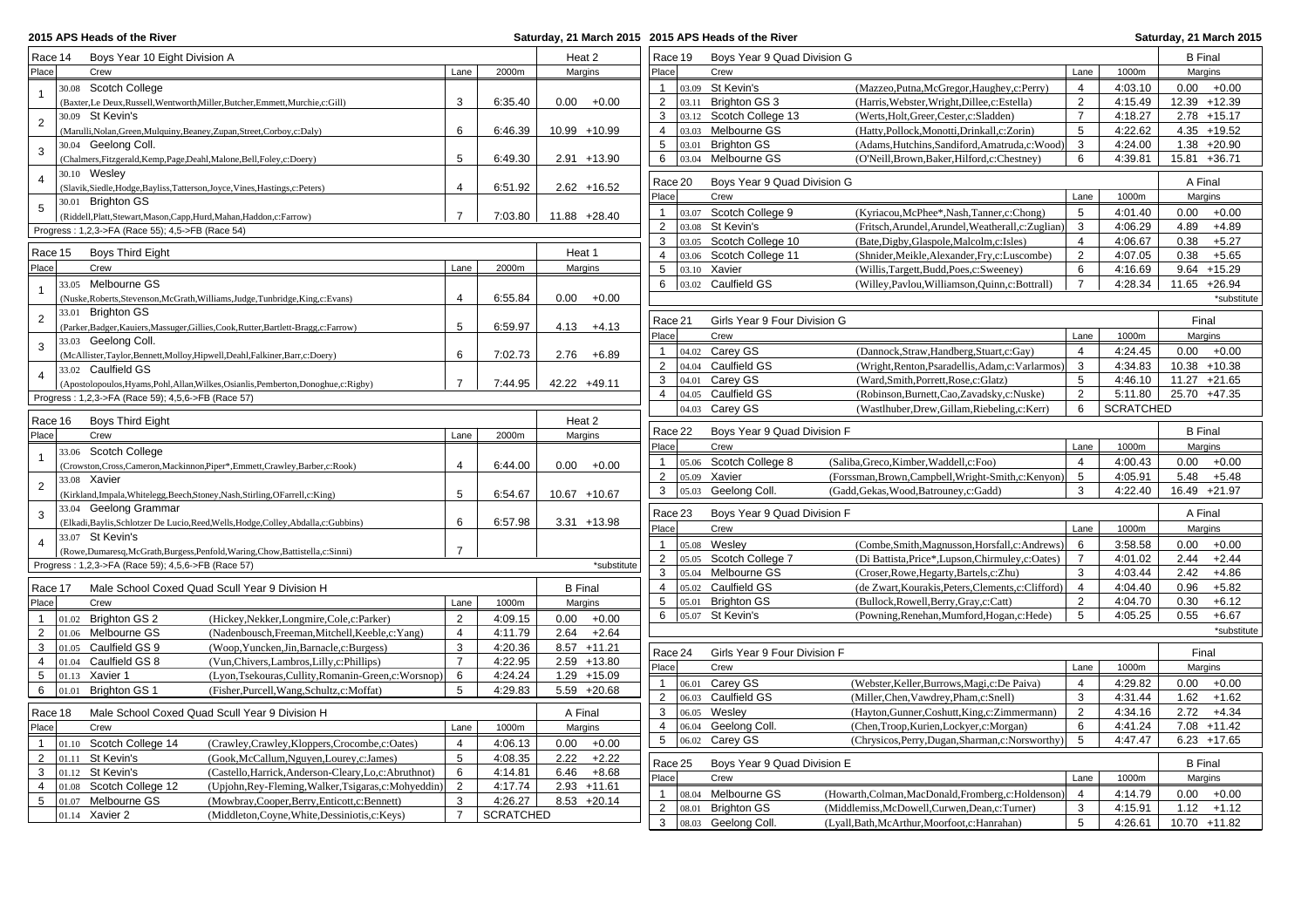# 2015 APS Heads of the River

Saturday, 21 March 2015

## Race 14 — Boys Year 10 Eight Division A — Heat 2

| Place | Crew | Lane | 2000m | Margins | |
|---|---|---|---|---|---|
| 1 | 30.08 Scotch College (Baxter,Le Deux,Russell,Wentworth,Miller,Butcher,Emmett,Murchie,c:Gill) | 3 | 6:35.40 | 0.00 | +0.00 |
| 2 | 30.09 St Kevin's (Marulli,Nolan,Green,Mulquiny,Beaney,Zupan,Street,Corboy,c:Daly) | 6 | 6:46.39 | 10.99 | +10.99 |
| 3 | 30.04 Geelong Coll. (Chalmers,Fitzgerald,Kemp,Page,Deahl,Malone,Bell,Foley,c:Doery) | 5 | 6:49.30 | 2.91 | +13.90 |
| 4 | 30.10 Wesley (Slavik,Siedle,Hodge,Bayliss,Tatterson,Joyce,Vines,Hastings,c:Peters) | 4 | 6:51.92 | 2.62 | +16.52 |
| 5 | 30.01 Brighton GS (Riddell,Platt,Stewart,Mason,Capp,Hurd,Mahan,Haddon,c:Farrow) | 7 | 7:03.80 | 11.88 | +28.40 |

Progress : 1,2,3->FA (Race 55); 4,5->FB (Race 54)

## Race 15 — Boys Third Eight — Heat 1

| Place | Crew | Lane | 2000m | Margins | |
|---|---|---|---|---|---|
| 1 | 33.05 Melbourne GS (Nuske,Roberts,Stevenson,McGrath,Williams,Judge,Tunbridge,King,c:Evans) | 4 | 6:55.84 | 0.00 | +0.00 |
| 2 | 33.01 Brighton GS (Parker,Badger,Kauiers,Massuger,Gillies,Cook,Rutter,Bartlett-Bragg,c:Farrow) | 5 | 6:59.97 | 4.13 | +4.13 |
| 3 | 33.03 Geelong Coll. (McAllister,Taylor,Bennett,Molloy,Hipwell,Deahl,Falkiner,Barr,c:Doery) | 6 | 7:02.73 | 2.76 | +6.89 |
| 4 | 33.02 Caulfield GS (Apostolopoulos,Hyams,Pohl,Allan,Wilkes,Osianlis,Pemberton,Donoghue,c:Rigby) | 7 | 7:44.95 | 42.22 | +49.11 |

Progress : 1,2,3->FA (Race 59); 4,5,6->FB (Race 57)

## Race 16 — Boys Third Eight — Heat 2

| Place | Crew | Lane | 2000m | Margins | |
|---|---|---|---|---|---|
| 1 | 33.06 Scotch College (Crowston,Cross,Cameron,Mackinnon,Piper*,Emmett,Crawley,Barber,c:Rook) | 4 | 6:44.00 | 0.00 | +0.00 |
| 2 | 33.08 Xavier (Kirkland,Impala,Whitelegg,Beech,Stoney,Nash,Stirling,OFarrell,c:King) | 5 | 6:54.67 | 10.67 | +10.67 |
| 3 | 33.04 Geelong Grammar (Elkadi,Baylis,Schlotzer De Lucio,Reed,Wells,Hodge,Colley,Abdalla,c:Gubbins) | 6 | 6:57.98 | 3.31 | +13.98 |
| 4 | 33.07 St Kevin's (Rowe,Dumaresq,McGrath,Burgess,Penfold,Waring,Chow,Battistella,c:Sinni) | 7 | | | |

Progress : 1,2,3->FA (Race 59); 4,5,6->FB (Race 57)

*substitute

## Race 17 — Male School Coxed Quad Scull Year 9 Division H — B Final

| Place | Crew | | Lane | 1000m | Margins | |
|---|---|---|---|---|---|---|
| 1 | 01.02 Brighton GS 2 | (Hickey,Nekker,Longmire,Cole,c:Parker) | 2 | 4:09.15 | 0.00 | +0.00 |
| 2 | 01.06 Melbourne GS | (Nadenbousch,Freeman,Mitchell,Keeble,c:Yang) | 4 | 4:11.79 | 2.64 | +2.64 |
| 3 | 01.05 Caulfield GS 9 | (Woop,Yuncken,Jin,Barnacle,c:Burgess) | 3 | 4:20.36 | 8.57 | +11.21 |
| 4 | 01.04 Caulfield GS 8 | (Vun,Chivers,Lambros,Lilly,c:Phillips) | 7 | 4:22.95 | 2.59 | +13.80 |
| 5 | 01.13 Xavier 1 | (Lyon,Tsekouras,Cullity,Romanin-Green,c:Worsnop) | 6 | 4:24.24 | 1.29 | +15.09 |
| 6 | 01.01 Brighton GS 1 | (Fisher,Purcell,Wang,Schultz,c:Moffat) | 5 | 4:29.83 | 5.59 | +20.68 |

## Race 18 — Male School Coxed Quad Scull Year 9 Division H — A Final

| Place | Crew | | Lane | 1000m | Margins | |
|---|---|---|---|---|---|---|
| 1 | 01.10 Scotch College 14 | (Crawley,Crawley,Kloppers,Crocombe,c:Oates) | 4 | 4:06.13 | 0.00 | +0.00 |
| 2 | 01.11 St Kevin's | (Gook,McCallum,Nguyen,Lourey,c:James) | 5 | 4:08.35 | 2.22 | +2.22 |
| 3 | 01.12 St Kevin's | (Castello,Harrick,Anderson-Cleary,Lo,c:Abruthnot) | 6 | 4:14.81 | 6.46 | +8.68 |
| 4 | 01.08 Scotch College 12 | (Upjohn,Rey-Fleming,Walker,Tsigaras,c:Mohyeddin) | 2 | 4:17.74 | 2.93 | +11.61 |
| 5 | 01.07 Melbourne GS | (Mowbray,Cooper,Berry,Enticott,c:Bennett) | 3 | 4:26.27 | 8.53 | +20.14 |
| | 01.14 Xavier 2 | (Middleton,Coyne,White,Dessiniotis,c:Keys) | 7 | SCRATCHED | | |

## Race 19 — Boys Year 9 Quad Division G — B Final

| Place | Crew | | Lane | 1000m | Margins | |
|---|---|---|---|---|---|---|
| 1 | 03.09 St Kevin's | (Mazzeo,Putna,McGregor,Haughey,c:Perry) | 4 | 4:03.10 | 0.00 | +0.00 |
| 2 | 03.11 Brighton GS 3 | (Harris,Webster,Wright,Dillee,c:Estella) | 2 | 4:15.49 | 12.39 | +12.39 |
| 3 | 03.12 Scotch College 13 | (Werts,Holt,Greer,Cester,c:Sladden) | 7 | 4:18.27 | 2.78 | +15.17 |
| 4 | 03.03 Melbourne GS | (Hatty,Pollock,Monotti,Drinkall,c:Zorin) | 5 | 4:22.62 | 4.35 | +19.52 |
| 5 | 03.01 Brighton GS | (Adams,Hutchins,Sandiford,Amatruda,c:Wood) | 3 | 4:24.00 | 1.38 | +20.90 |
| 6 | 03.04 Melbourne GS | (O'Neill,Brown,Baker,Hilford,c:Chestney) | 6 | 4:39.81 | 15.81 | +36.71 |

## Race 20 — Boys Year 9 Quad Division G — A Final

| Place | Crew | | Lane | 1000m | Margins | |
|---|---|---|---|---|---|---|
| 1 | 03.07 Scotch College 9 | (Kyriacou,McPhee*,Nash,Tanner,c:Chong) | 5 | 4:01.40 | 0.00 | +0.00 |
| 2 | 03.08 St Kevin's | (Fritsch,Arundel,Arundel,Weatherall,c:Zuglian) | 3 | 4:06.29 | 4.89 | +4.89 |
| 3 | 03.05 Scotch College 10 | (Bate,Digby,Glaspole,Malcolm,c:Isles) | 4 | 4:06.67 | 0.38 | +5.27 |
| 4 | 03.06 Scotch College 11 | (Shnider,Meikle,Alexander,Fry,c:Luscombe) | 2 | 4:07.05 | 0.38 | +5.65 |
| 5 | 03.10 Xavier | (Willis,Targett,Budd,Poes,c:Sweeney) | 6 | 4:16.69 | 9.64 | +15.29 |
| 6 | 03.02 Caulfield GS | (Willey,Pavlou,Williamson,Quinn,c:Bottrall) | 7 | 4:28.34 | 11.65 | +26.94 |

*substitute

## Race 21 — Girls Year 9 Four Division G — Final

| Place | Crew | | Lane | 1000m | Margins | |
|---|---|---|---|---|---|---|
| 1 | 04.02 Carey GS | (Dannock,Straw,Handberg,Stuart,c:Gay) | 4 | 4:24.45 | 0.00 | +0.00 |
| 2 | 04.04 Caulfield GS | (Wright,Renton,Psaradellis,Adam,c:Varlarmos) | 3 | 4:34.83 | 10.38 | +10.38 |
| 3 | 04.01 Carey GS | (Ward,Smith,Porrett,Rose,c:Glatz) | 5 | 4:46.10 | 11.27 | +21.65 |
| 4 | 04.05 Caulfield GS | (Robinson,Burnett,Cao,Zavadsky,c:Nuske) | 2 | 5:11.80 | 25.70 | +47.35 |
| | 04.03 Carey GS | (Wastlhuber,Drew,Gillam,Riebeling,c:Kerr) | 6 | SCRATCHED | | |

## Race 22 — Boys Year 9 Quad Division F — B Final

| Place | Crew | | Lane | 1000m | Margins | |
|---|---|---|---|---|---|---|
| 1 | 05.06 Scotch College 8 | (Saliba,Greco,Kimber,Waddell,c:Foo) | 4 | 4:00.43 | 0.00 | +0.00 |
| 2 | 05.09 Xavier | (Forssman,Brown,Campbell,Wright-Smith,c:Kenyon) | 5 | 4:05.91 | 5.48 | +5.48 |
| 3 | 05.03 Geelong Coll. | (Gadd,Gekas,Wood,Batrouney,c:Gadd) | 3 | 4:22.40 | 16.49 | +21.97 |

## Race 23 — Boys Year 9 Quad Division F — A Final

| Place | Crew | | Lane | 1000m | Margins | |
|---|---|---|---|---|---|---|
| 1 | 05.08 Wesley | (Combe,Smith,Magnusson,Horsfall,c:Andrews) | 6 | 3:58.58 | 0.00 | +0.00 |
| 2 | 05.05 Scotch College 7 | (Di Battista,Price*,Lupson,Chirmuley,c:Oates) | 7 | 4:01.02 | 2.44 | +2.44 |
| 3 | 05.04 Melbourne GS | (Croser,Rowe,Hegarty,Bartels,c:Zhu) | 3 | 4:03.44 | 2.42 | +4.86 |
| 4 | 05.02 Caulfield GS | (de Zwart,Kourakis,Peters,Clements,c:Clifford) | 4 | 4:04.40 | 0.96 | +5.82 |
| 5 | 05.01 Brighton GS | (Bullock,Rowell,Berry,Gray,c:Catt) | 2 | 4:04.70 | 0.30 | +6.12 |
| 6 | 05.07 St Kevin's | (Powning,Renehan,Mumford,Hogan,c:Hede) | 5 | 4:05.25 | 0.55 | +6.67 |

*substitute

## Race 24 — Girls Year 9 Four Division F — Final

| Place | Crew | | Lane | 1000m | Margins | |
|---|---|---|---|---|---|---|
| 1 | 06.01 Carey GS | (Webster,Keller,Burrows,Magi,c:De Paiva) | 4 | 4:29.82 | 0.00 | +0.00 |
| 2 | 06.03 Caulfield GS | (Miller,Chen,Vawdrey,Pham,c:Snell) | 3 | 4:31.44 | 1.62 | +1.62 |
| 3 | 06.05 Wesley | (Hayton,Gunner,Coshutt,King,c:Zimmermann) | 2 | 4:34.16 | 2.72 | +4.34 |
| 4 | 06.04 Geelong Coll. | (Chen,Troop,Kurien,Lockyer,c:Morgan) | 6 | 4:41.24 | 7.08 | +11.42 |
| 5 | 06.02 Carey GS | (Chrysicos,Perry,Dugan,Sharman,c:Norsworthy) | 5 | 4:47.47 | 6.23 | +17.65 |

## Race 25 — Boys Year 9 Quad Division E — B Final

| Place | Crew | | Lane | 1000m | Margins | |
|---|---|---|---|---|---|---|
| 1 | 08.04 Melbourne GS | (Howarth,Colman,MacDonald,Fromberg,c:Holdenson) | 4 | 4:14.79 | 0.00 | +0.00 |
| 2 | 08.01 Brighton GS | (Middlemiss,McDowell,Curwen,Dean,c:Turner) | 3 | 4:15.91 | 1.12 | +1.12 |
| 3 | 08.03 Geelong Coll. | (Lyall,Bath,McArthur,Moorfoot,c:Hanrahan) | 5 | 4:26.61 | 10.70 | +11.82 |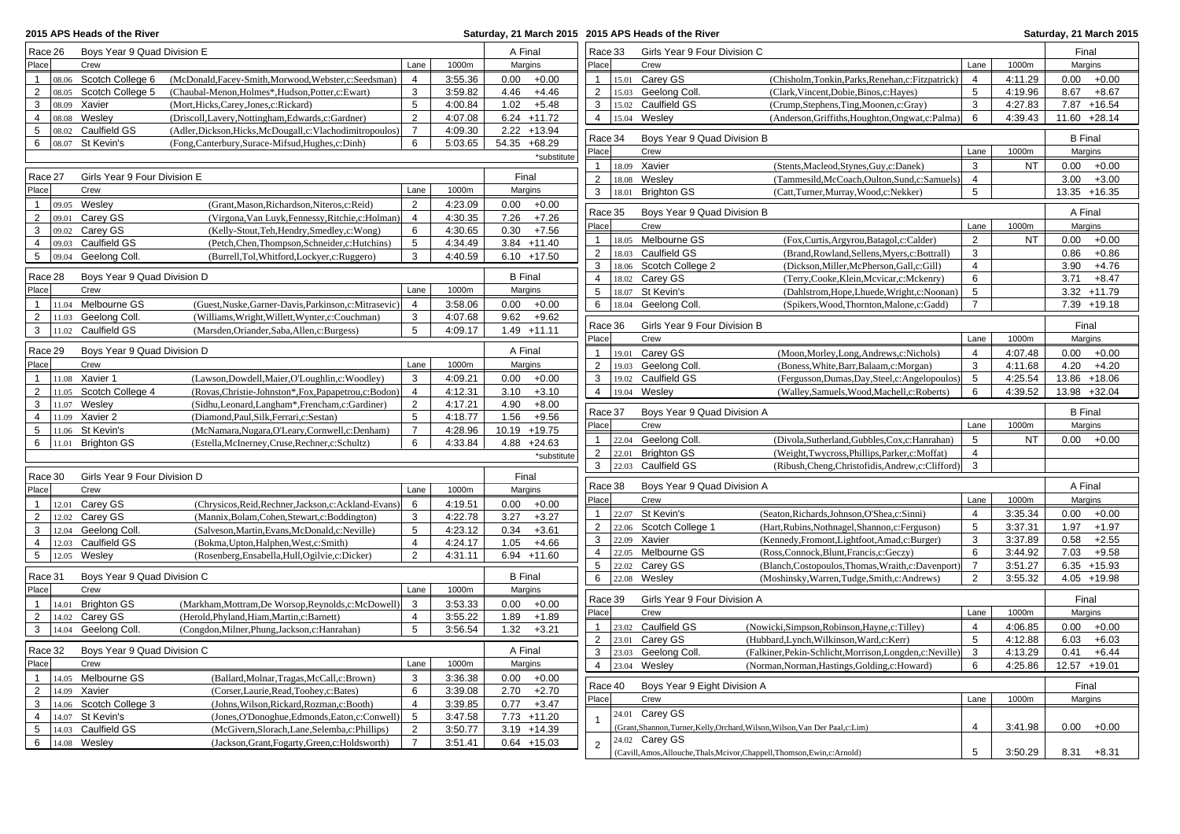## 2015 APS Heads of the River

Saturday, 21 March 2015

| Race 26 | Boys Year 9 Quad Division E | | | | A Final |
|---|---|---|---|---|---|
| Place | Crew | | Lane | 1000m | Margins |
| 1 | 08.06 Scotch College 6 | (McDonald,Facey-Smith,Morwood,Webster,c:Seedsman) | 4 | 3:55.36 | 0.00 +0.00 |
| 2 | 08.05 Scotch College 5 | (Chaubal-Menon,Holmes*,Hudson,Potter,c:Ewart) | 3 | 3:59.82 | 4.46 +4.46 |
| 3 | 08.09 Xavier | (Mort,Hicks,Carey,Jones,c:Rickard) | 5 | 4:00.84 | 1.02 +5.48 |
| 4 | 08.08 Wesley | (Driscoll,Lavery,Nottingham,Edwards,c:Gardner) | 2 | 4:07.08 | 6.24 +11.72 |
| 5 | 08.02 Caulfield GS | (Adler,Dickson,Hicks,McDougall,c:Vlachodimitropoulos) | 7 | 4:09.30 | 2.22 +13.94 |
| 6 | 08.07 St Kevin's | (Fong,Canterbury,Surace-Mifsud,Hughes,c:Dinh) | 6 | 5:03.65 | 54.35 +68.29 |

*substitute

| Race 27 | Girls Year 9 Four Division E | | | | Final |
|---|---|---|---|---|---|
| Place | Crew | | Lane | 1000m | Margins |
| 1 | 09.05 Wesley | (Grant,Mason,Richardson,Niteros,c:Reid) | 2 | 4:23.09 | 0.00 +0.00 |
| 2 | 09.01 Carey GS | (Virgona,Van Luyk,Fennessy,Ritchie,c:Holman) | 4 | 4:30.35 | 7.26 +7.26 |
| 3 | 09.02 Carey GS | (Kelly-Stout,Teh,Hendry,Smedley,c:Wong) | 6 | 4:30.65 | 0.30 +7.56 |
| 4 | 09.03 Caulfield GS | (Petch,Chen,Thompson,Schneider,c:Hutchins) | 5 | 4:34.49 | 3.84 +11.40 |
| 5 | 09.04 Geelong Coll. | (Burrell,Tol,Whitford,Lockyer,c:Ruggero) | 3 | 4:40.59 | 6.10 +17.50 |

| Race 28 | Boys Year 9 Quad Division D | | | | B Final |
|---|---|---|---|---|---|
| Place | Crew | | Lane | 1000m | Margins |
| 1 | 11.04 Melbourne GS | (Guest,Nuske,Garner-Davis,Parkinson,c:Mitrasevic) | 4 | 3:58.06 | 0.00 +0.00 |
| 2 | 11.03 Geelong Coll. | (Williams,Wright,Willett,Wynter,c:Couchman) | 3 | 4:07.68 | 9.62 +9.62 |
| 3 | 11.02 Caulfield GS | (Marsden,Oriander,Saba,Allen,c:Burgess) | 5 | 4:09.17 | 1.49 +11.11 |

| Race 29 | Boys Year 9 Quad Division D | | | | A Final |
|---|---|---|---|---|---|
| Place | Crew | | Lane | 1000m | Margins |
| 1 | 11.08 Xavier 1 | (Lawson,Dowdell,Maier,O'Loughlin,c:Woodley) | 3 | 4:09.21 | 0.00 +0.00 |
| 2 | 11.05 Scotch College 4 | (Rovas,Christie-Johnston*,Fox,Papapetrou,c:Bodon) | 4 | 4:12.31 | 3.10 +3.10 |
| 3 | 11.07 Wesley | (Sidhu,Leonard,Langham*,Frencham,c:Gardiner) | 2 | 4:17.21 | 4.90 +8.00 |
| 4 | 11.09 Xavier 2 | (Diamond,Paul,Silk,Ferrari,c:Sestan) | 5 | 4:18.77 | 1.56 +9.56 |
| 5 | 11.06 St Kevin's | (McNamara,Nugara,O'Leary,Cornwell,c:Denham) | 7 | 4:28.96 | 10.19 +19.75 |
| 6 | 11.01 Brighton GS | (Estella,McInerney,Cruse,Rechner,c:Schultz) | 6 | 4:33.84 | 4.88 +24.63 |

*substitute

| Race 30 | Girls Year 9 Four Division D | | | | Final |
|---|---|---|---|---|---|
| Place | Crew | | Lane | 1000m | Margins |
| 1 | 12.01 Carey GS | (Chrysicos,Reid,Rechner,Jackson,c:Ackland-Evans) | 6 | 4:19.51 | 0.00 +0.00 |
| 2 | 12.02 Carey GS | (Mannix,Bolam,Cohen,Stewart,c:Boddington) | 3 | 4:22.78 | 3.27 +3.27 |
| 3 | 12.04 Geelong Coll. | (Salveson,Martin,Evans,McDonald,c:Neville) | 5 | 4:23.12 | 0.34 +3.61 |
| 4 | 12.03 Caulfield GS | (Bokma,Upton,Halphen,West,c:Smith) | 4 | 4:24.17 | 1.05 +4.66 |
| 5 | 12.05 Wesley | (Rosenberg,Ensabella,Hull,Ogilvie,c:Dicker) | 2 | 4:31.11 | 6.94 +11.60 |

| Race 31 | Boys Year 9 Quad Division C | | | | B Final |
|---|---|---|---|---|---|
| Place | Crew | | Lane | 1000m | Margins |
| 1 | 14.01 Brighton GS | (Markham,Mottram,De Worsop,Reynolds,c:McDowell) | 3 | 3:53.33 | 0.00 +0.00 |
| 2 | 14.02 Carey GS | (Herold,Phyland,Hiam,Martin,c:Barnett) | 4 | 3:55.22 | 1.89 +1.89 |
| 3 | 14.04 Geelong Coll. | (Congdon,Milner,Phung,Jackson,c:Hanrahan) | 5 | 3:56.54 | 1.32 +3.21 |

| Race 32 | Boys Year 9 Quad Division C | | | | A Final |
|---|---|---|---|---|---|
| Place | Crew | | Lane | 1000m | Margins |
| 1 | 14.05 Melbourne GS | (Ballard,Molnar,Tragas,McCall,c:Brown) | 3 | 3:36.38 | 0.00 +0.00 |
| 2 | 14.09 Xavier | (Corser,Laurie,Read,Toohey,c:Bates) | 6 | 3:39.08 | 2.70 +2.70 |
| 3 | 14.06 Scotch College 3 | (Johns,Wilson,Rickard,Rozman,c:Booth) | 4 | 3:39.85 | 0.77 +3.47 |
| 4 | 14.07 St Kevin's | (Jones,O'Donoghue,Edmonds,Eaton,c:Conwell) | 5 | 3:47.58 | 7.73 +11.20 |
| 5 | 14.03 Caulfield GS | (McGivern,Slorach,Lane,Selemba,c:Phillips) | 2 | 3:50.77 | 3.19 +14.39 |
| 6 | 14.08 Wesley | (Jackson,Grant,Fogarty,Green,c:Holdsworth) | 7 | 3:51.41 | 0.64 +15.03 |

| Race 33 | Girls Year 9 Four Division C | | | | Final |
|---|---|---|---|---|---|
| Place | Crew | | Lane | 1000m | Margins |
| 1 | 15.01 Carey GS | (Chisholm,Tonkin,Parks,Renehan,c:Fitzpatrick) | 4 | 4:11.29 | 0.00 +0.00 |
| 2 | 15.03 Geelong Coll. | (Clark,Vincent,Dobie,Binos,c:Hayes) | 5 | 4:19.96 | 8.67 +8.67 |
| 3 | 15.02 Caulfield GS | (Crump,Stephens,Ting,Moonen,c:Gray) | 3 | 4:27.83 | 7.87 +16.54 |
| 4 | 15.04 Wesley | (Anderson,Griffiths,Houghton,Ongwat,c:Palma) | 6 | 4:39.43 | 11.60 +28.14 |

| Race 34 | Boys Year 9 Quad Division B | | | | B Final |
|---|---|---|---|---|---|
| Place | Crew | | Lane | 1000m | Margins |
| 1 | 18.09 Xavier | (Stents,Macleod,Stynes,Guy,c:Danek) | 3 | NT | 0.00 +0.00 |
| 2 | 18.08 Wesley | (Tammesild,McCoach,Oulton,Sund,c:Samuels) | 4 | | 3.00 +3.00 |
| 3 | 18.01 Brighton GS | (Catt,Turner,Murray,Wood,c:Nekker) | 5 | | 13.35 +16.35 |

| Race 35 | Boys Year 9 Quad Division B | | | | A Final |
|---|---|---|---|---|---|
| Place | Crew | | Lane | 1000m | Margins |
| 1 | 18.05 Melbourne GS | (Fox,Curtis,Argyrou,Batagol,c:Calder) | 2 | NT | 0.00 +0.00 |
| 2 | 18.03 Caulfield GS | (Brand,Rowland,Sellens,Myers,c:Bottrall) | 3 | | 0.86 +0.86 |
| 3 | 18.06 Scotch College 2 | (Dickson,Miller,McPherson,Gall,c:Gill) | 4 | | 3.90 +4.76 |
| 4 | 18.02 Carey GS | (Terry,Cooke,Klein,Mcvicar,c:Mckenry) | 6 | | 3.71 +8.47 |
| 5 | 18.07 St Kevin's | (Dahlstrom,Hope,Lhuede,Wright,c:Noonan) | 5 | | 3.32 +11.79 |
| 6 | 18.04 Geelong Coll. | (Spikers,Wood,Thornton,Malone,c:Gadd) | 7 | | 7.39 +19.18 |

| Race 36 | Girls Year 9 Four Division B | | | | Final |
|---|---|---|---|---|---|
| Place | Crew | | Lane | 1000m | Margins |
| 1 | 19.01 Carey GS | (Moon,Morley,Long,Andrews,c:Nichols) | 4 | 4:07.48 | 0.00 +0.00 |
| 2 | 19.03 Geelong Coll. | (Boness,White,Barr,Balaam,c:Morgan) | 3 | 4:11.68 | 4.20 +4.20 |
| 3 | 19.02 Caulfield GS | (Fergusson,Dumas,Day,Steel,c:Angelopoulos) | 5 | 4:25.54 | 13.86 +18.06 |
| 4 | 19.04 Wesley | (Walley,Samuels,Wood,Machell,c:Roberts) | 6 | 4:39.52 | 13.98 +32.04 |

| Race 37 | Boys Year 9 Quad Division A | | | | B Final |
|---|---|---|---|---|---|
| Place | Crew | | Lane | 1000m | Margins |
| 1 | 22.04 Geelong Coll. | (Divola,Sutherland,Gubbles,Cox,c:Hanrahan) | 5 | NT | 0.00 +0.00 |
| 2 | 22.01 Brighton GS | (Weight,Twycross,Phillips,Parker,c:Moffat) | 4 | | |
| 3 | 22.03 Caulfield GS | (Ribush,Cheng,Christofidis,Andrew,c:Clifford) | 3 | | |

| Race 38 | Boys Year 9 Quad Division A | | | | A Final |
|---|---|---|---|---|---|
| Place | Crew | | Lane | 1000m | Margins |
| 1 | 22.07 St Kevin's | (Seaton,Richards,Johnson,O'Shea,c:Sinni) | 4 | 3:35.34 | 0.00 +0.00 |
| 2 | 22.06 Scotch College 1 | (Hart,Rubins,Nothnagel,Shannon,c:Ferguson) | 5 | 3:37.31 | 1.97 +1.97 |
| 3 | 22.09 Xavier | (Kennedy,Fromont,Lightfoot,Amad,c:Burger) | 3 | 3:37.89 | 0.58 +2.55 |
| 4 | 22.05 Melbourne GS | (Ross,Connock,Blunt,Francis,c:Geczy) | 6 | 3:44.92 | 7.03 +9.58 |
| 5 | 22.02 Carey GS | (Blanch,Costopoulos,Thomas,Wraith,c:Davenport) | 7 | 3:51.27 | 6.35 +15.93 |
| 6 | 22.08 Wesley | (Moshinsky,Warren,Tudge,Smith,c:Andrews) | 2 | 3:55.32 | 4.05 +19.98 |

| Race 39 | Girls Year 9 Four Division A | | | | Final |
|---|---|---|---|---|---|
| Place | Crew | | Lane | 1000m | Margins |
| 1 | 23.02 Caulfield GS | (Nowicki,Simpson,Robinson,Hayne,c:Tilley) | 4 | 4:06.85 | 0.00 +0.00 |
| 2 | 23.01 Carey GS | (Hubbard,Lynch,Wilkinson,Ward,c:Kerr) | 5 | 4:12.88 | 6.03 +6.03 |
| 3 | 23.03 Geelong Coll. | (Falkiner,Pekin-Schlicht,Morrison,Longden,c:Neville) | 3 | 4:13.29 | 0.41 +6.44 |
| 4 | 23.04 Wesley | (Norman,Norman,Hastings,Golding,c:Howard) | 6 | 4:25.86 | 12.57 +19.01 |

| Race 40 | Boys Year 9 Eight Division A | | | | Final |
|---|---|---|---|---|---|
| Place | Crew | | Lane | 1000m | Margins |
| 1 | 24.01 Carey GS | (Grant,Shannon,Turner,Kelly,Orchard,Wilson,Wilson,Van Der Paal,c:Lim) | 4 | 3:41.98 | 0.00 +0.00 |
| 2 | 24.02 Carey GS | (Cavill,Amos,Allouche,Thals,Mcivor,Chappell,Thomson,Ewin,c:Arnold) | 5 | 3:50.29 | 8.31 +8.31 |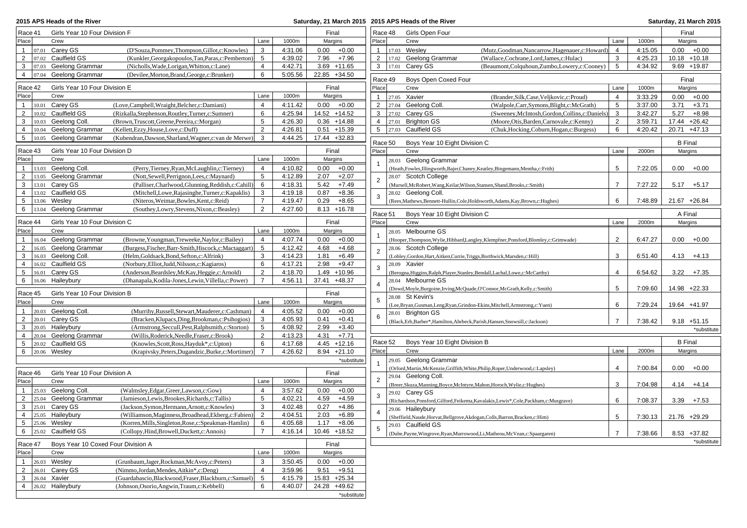## 2015 APS Heads of the River

Saturday, 21 March 2015

### Race 41 Girls Year 10 Four Division F — Final

| Place | | Crew | | Lane | 1000m | Margins | |
|---|---|---|---|---|---|---|---|
| 1 | 07.01 | Carey GS | (D'Souza,Pommey,Thompson,Gillot,c:Knowles) | 3 | 4:31.06 | 0.00 | +0.00 |
| 2 | 07.02 | Caulfield GS | (Kunkler,Georgakopoulos,Tan,Paras,c:Pemberton) | 5 | 4:39.02 | 7.96 | +7.96 |
| 3 | 07.03 | Geelong Grammar | (Nicholls,Wade,Lorigan,Whitton,c:Lane) | 4 | 4:42.71 | 3.69 | +11.65 |
| 4 | 07.04 | Geelong Grammar | (Devilee,Morton,Brand,George,c:Brunker) | 6 | 5:05.56 | 22.85 | +34.50 |

### Race 42 Girls Year 10 Four Division E — Final

| Place | | Crew | | Lane | 1000m | Margins | |
|---|---|---|---|---|---|---|---|
| 1 | 10.01 | Carey GS | (Love,Campbell,Wraight,Belcher,c:Damiani) | 4 | 4:11.42 | 0.00 | +0.00 |
| 2 | 10.02 | Caulfield GS | (Rizkalla,Stephenson,Routley,Turner,c:Sumner) | 6 | 4:25.94 | 14.52 | +14.52 |
| 3 | 10.03 | Geelong Coll. | (Brown,Truscott,Greene,Pereira,c:Morgan) | 5 | 4:26.30 | 0.36 | +14.88 |
| 4 | 10.04 | Geelong Grammar | (Kellett,Ezzy,House,Love,c:Duff) | 2 | 4:26.81 | 0.51 | +15.39 |
| 5 | 10.05 | Geelong Grammar | (Kubendran,Dawson,Sharland,Wagner,c:van de Merwe) | 3 | 4:44.25 | 17.44 | +32.83 |

### Race 43 Girls Year 10 Four Division D — Final

| Place | | Crew | | Lane | 1000m | Margins | |
|---|---|---|---|---|---|---|---|
| 1 | 13.03 | Geelong Coll. | (Perry,Tierney,Ryan,McLaughlin,c:Tierney) | 4 | 4:10.82 | 0.00 | +0.00 |
| 2 | 13.05 | Geelong Grammar | (Nott,Sewell,Perrignon,Lees,c:Maynard) | 5 | 4:12.89 | 2.07 | +2.07 |
| 3 | 13.01 | Carey GS | (Palliser,Charlwood,Glunning,Reddish,c:Cahill) | 6 | 4:18.31 | 5.42 | +7.49 |
| 4 | 13.02 | Caulfield GS | (Mitchell,Lowe,Rajasinghe,Turner,c:Kapaklis) | 3 | 4:19.18 | 0.87 | +8.36 |
| 5 | 13.06 | Wesley | (Niteros,Weimar,Bowles,Kent,c:Reid) | 7 | 4:19.47 | 0.29 | +8.65 |
| 6 | 13.04 | Geelong Grammar | (Southey,Lowry,Stevens,Nixon,c:Beasley) | 2 | 4:27.60 | 8.13 | +16.78 |

### Race 44 Girls Year 10 Four Division C — Final

| Place | | Crew | | Lane | 1000m | Margins | |
|---|---|---|---|---|---|---|---|
| 1 | 16.04 | Geelong Grammar | (Browne,Youngman,Treweeke,Naylor,c:Bailey) | 4 | 4:07.74 | 0.00 | +0.00 |
| 2 | 16.05 | Geelong Grammar | (Burgess,Fischer,Barr-Smith,Hiscock,c:Mactaggart) | 5 | 4:12.42 | 4.68 | +4.68 |
| 3 | 16.03 | Geelong Coll. | (Helm,Goldsack,Bond,Sefton,c:Alfrink) | 3 | 4:14.23 | 1.81 | +6.49 |
| 4 | 16.02 | Caulfield GS | (Norbury,Elliot,Judd,Nilsson,c:Kagiaros) | 6 | 4:17.21 | 2.98 | +9.47 |
| 5 | 16.01 | Carey GS | (Anderson,Beardsley,McKay,Heggie,c:Arnold) | 2 | 4:18.70 | 1.49 | +10.96 |
| 6 | 16.06 | Haileybury | (Dhanapala,Kodila-Jones,Lewin,Villella,c:Power) | 7 | 4:56.11 | 37.41 | +48.37 |

### Race 45 Girls Year 10 Four Division B — Final

| Place | | Crew | | Lane | 1000m | Margins | |
|---|---|---|---|---|---|---|---|
| 1 | 20.03 | Geelong Coll. | (Murrihy,Russell,Stewart,Mauderer,c:Cashman) | 4 | 4:05.52 | 0.00 | +0.00 |
| 2 | 20.01 | Carey GS | (Bracken,Klupacs,Ding,Brookman,c:Psihogios) | 3 | 4:05.93 | 0.41 | +0.41 |
| 3 | 20.05 | Haileybury | (Armstrong,Seccull,Pest,Ralphsmith,c:Storton) | 5 | 4:08.92 | 2.99 | +3.40 |
| 4 | 20.04 | Geelong Grammar | (Willis,Roderick,Needle,Fraser,c:Brook) | 2 | 4:13.23 | 4.31 | +7.71 |
| 5 | 20.02 | Caulfield GS | (Knowles,Scott,Ross,Hayduk*,c:Upton) | 6 | 4:17.68 | 4.45 | +12.16 |
| 6 | 20.06 | Wesley | (Krapivsky,Peters,Dugandzic,Burke,c:Mortimer) | 7 | 4:26.62 | 8.94 | +21.10 |

*substitute

### Race 46 Girls Year 10 Four Division A — Final

| Place | | Crew | | Lane | 1000m | Margins | |
|---|---|---|---|---|---|---|---|
| 1 | 25.03 | Geelong Coll. | (Walmsley,Edgar,Greer,Lawson,c:Gow) | 4 | 3:57.62 | 0.00 | +0.00 |
| 2 | 25.04 | Geelong Grammar | (Jamieson,Lewis,Brookes,Richards,c:Tallis) | 5 | 4:02.21 | 4.59 | +4.59 |
| 3 | 25.01 | Carey GS | (Jackson,Symon,Hermann,Arnott,c:Knowles) | 3 | 4:02.48 | 0.27 | +4.86 |
| 4 | 25.05 | Haileybury | (Williamson,Maginness,Broadhead,Ekberg,c:Fabien) | 2 | 4:04.51 | 2.03 | +6.89 |
| 5 | 25.06 | Wesley | (Korren,Mills,Singleton,Rose,c:Speakman-Hamlin) | 6 | 4:05.68 | 1.17 | +8.06 |
| 6 | 25.02 | Caulfield GS | (Collopy,Hind,Browell,Duckett,c:Annois) | 7 | 4:16.14 | 10.46 | +18.52 |

### Race 47 Boys Year 10 Coxed Four Division A — Final

| Place | | Crew | | Lane | 1000m | Margins | |
|---|---|---|---|---|---|---|---|
| 1 | 26.03 | Wesley | (Grunbaum,Jager,Rockman,McAvoy,c:Peters) | 3 | 3:50.45 | 0.00 | +0.00 |
| 2 | 26.01 | Carey GS | (Nimmo,Jordan,Mendes,Aitkin*,c:Deng) | 4 | 3:59.96 | 9.51 | +9.51 |
| 3 | 26.04 | Xavier | (Guardabascio,Blackwood,Fraser,Blackburn,c:Samuel) | 5 | 4:15.79 | 15.83 | +25.34 |
| 4 | 26.02 | Haileybury | (Johnson,Osorio,Angwin,Traum,c:Kebbell) | 6 | 4:40.07 | 24.28 | +49.62 |

*substitute

### Race 48 Girls Open Four — Final

| Place | | Crew | | Lane | 1000m | Margins | |
|---|---|---|---|---|---|---|---|
| 1 | 17.03 | Wesley | (Mutz,Goodman,Nancarrow,Hagenauer,c:Howard) | 4 | 4:15.05 | 0.00 | +0.00 |
| 2 | 17.02 | Geelong Grammar | (Wallace,Cochrane,Lord,James,c:Hulac) | 3 | 4:25.23 | 10.18 | +10.18 |
| 3 | 17.01 | Carey GS | (Beaumont,Colquhoun,Zumbo,Lowery,c:Cooney) | 5 | 4:34.92 | 9.69 | +19.87 |

### Race 49 Boys Open Coxed Four — Final

| Place | | Crew | | Lane | 1000m | Margins | |
|---|---|---|---|---|---|---|---|
| 1 | 27.05 | Xavier | (Brander,Silk,Case,Veljkovic,c:Proud) | 4 | 3:33.29 | 0.00 | +0.00 |
| 2 | 27.04 | Geelong Coll. | (Walpole,Carr,Symons,Blight,c:McGrath) | 5 | 3:37.00 | 3.71 | +3.71 |
| 3 | 27.02 | Carey GS | (Sweeney,McIntosh,Gordon,Collins,c:Daniels) | 3 | 3:42.27 | 5.27 | +8.98 |
| 4 | 27.01 | Brighton GS | (Moore,Otis,Barden,Carnovale,c:Kenny) | 2 | 3:59.71 | 17.44 | +26.42 |
| 5 | 27.03 | Caulfield GS | (Chuk,Hocking,Coburn,Hogan,c:Burgess) | 6 | 4:20.42 | 20.71 | +47.13 |

### Race 50 Boys Year 10 Eight Division C — B Final

| Place | | Crew | Lane | 2000m | Margins | |
|---|---|---|---|---|---|---|
| 1 | 28.03 | Geelong Grammar (Heath,Fowles,Illingworth,Bajer,Chaney,Keatley,Bingemann,Mentha,c:Frith) | 5 | 7:22.05 | 0.00 | +0.00 |
| 2 | 28.07 | Scotch College (Mursell,McRobert,Wang,Keilar,Wilson,Stansen,Shand,Brooks,c:Smith) | 7 | 7:27.22 | 5.17 | +5.17 |
| 3 | 28.02 | Geelong Coll. (Rees,Mathews,Bennett-Hullin,Cole,Holdsworth,Adams,Kay,Brown,c:Hughes) | 6 | 7:48.89 | 21.67 | +26.84 |

### Race 51 Boys Year 10 Eight Division C — A Final

| Place | | Crew | Lane | 2000m | Margins | |
|---|---|---|---|---|---|---|
| 1 | 28.05 | Melbourne GS (Hooper,Thompson,Wylie,Hibbard,Langley,Klempfner,Ponsford,Blomley,c:Grimwade) | 2 | 6:47.27 | 0.00 | +0.00 |
| 2 | 28.06 | Scotch College (Lobley,Gordon,Hart,Aitken,Currie,Triggs,Borthwick,Marsden,c:Hill) | 3 | 6:51.40 | 4.13 | +4.13 |
| 3 | 28.09 | Xavier (Berogna,Higgins,Ralph,Player,Stanley,Bendall,Lachal,Lowe,c:McCarthy) | 4 | 6:54.62 | 3.22 | +7.35 |
| 4 | 28.04 | Melbourne GS (Dowd,Moyle,Burgoine,Irving,McQuade,O'Connor,McGrath,Kelly,c:Smith) | 5 | 7:09.60 | 14.98 | +22.33 |
| 5 | 28.08 | St Kevin's (Lee,Bryan,Gusman,Leng,Ryan,Grindon-Ekins,Mitchell,Armstrong,c:Yuen) | 6 | 7:29.24 | 19.64 | +41.97 |
| 6 | 28.01 | Brighton GS (Black,Erb,Barber*,Hamilton,Ahrbeck,Parish,Hansen,Snowsill,c:Jackson) | 7 | 7:38.42 | 9.18 | +51.15 |

*substitute

### Race 52 Boys Year 10 Eight Division B — B Final

| Place | | Crew | Lane | 2000m | Margins | |
|---|---|---|---|---|---|---|
| 1 | 29.05 | Geelong Grammar (Orford,Martin,McKenzie,Griffith,White,Philip,Roper,Underwood,c:Lapsley) | 4 | 7:00.84 | 0.00 | +0.00 |
| 2 | 29.04 | Geelong Coll. (Breer,Skuza,Manning,Boyce,McIntyre,Mahon,Horoch,Wylie,c:Hughes) | 3 | 7:04.98 | 4.14 | +4.14 |
| 3 | 29.02 | Carey GS (Richardson,Ponsford,Gilford,Feikema,Kavalakis,Lewis*,Cole,Packham,c:Musgrave) | 6 | 7:08.37 | 3.39 | +7.53 |
| 4 | 29.06 | Haileybury (Sheffield,Naude,Horvat,Bellgrove,Akdogan,Colls,Barron,Bracken,c:Him) | 5 | 7:30.13 | 21.76 | +29.29 |
| 5 | 29.03 | Caulfield GS (Dube,Payne,Wingrove,Ryan,Murrowood,Li,Matheou,McVean,c:Spaargaren) | 7 | 7:38.66 | 8.53 | +37.82 |

*substitute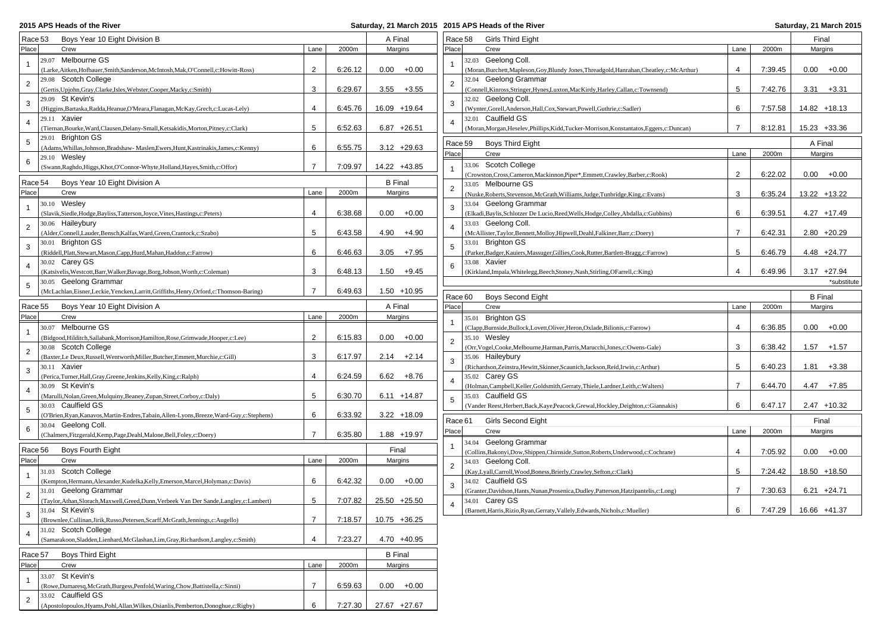## 2015 APS Heads of the River

Saturday, 21 March 2015

### Race 53 — Boys Year 10 Eight Division B — A Final

| Place | Crew | Lane | 2000m | Margins | |
|---|---|---|---|---|---|
| 1 | 29.07 Melbourne GS (Larke,Aitken,Hofbauer,Smith,Sanderson,McIntosh,Mak,O'Connell,c:Howitt-Ross) | 2 | 6:26.12 | 0.00 | +0.00 |
| 2 | 29.08 Scotch College (Gertis,Upjohn,Gray,Clarke,Isles,Webster,Cooper,Macky,c:Smith) | 3 | 6:29.67 | 3.55 | +3.55 |
| 3 | 29.09 St Kevin's (Higgins,Bartaska,Radda,Heanue,O'Meara,Flanagan,McKay,Grech,c:Lucas-Lely) | 4 | 6:45.76 | 16.09 | +19.64 |
| 4 | 29.11 Xavier (Tiernan,Bourke,Ward,Clausen,Delany-Small,Ketsakidis,Morton,Pitney,c:Clark) | 5 | 6:52.63 | 6.87 | +26.51 |
| 5 | 29.01 Brighton GS (Adams,Whillas,Johnson,Bradshaw- Maslen,Ewers,Hunt,Kastrinakis,James,c:Kenny) | 6 | 6:55.75 | 3.12 | +29.63 |
| 6 | 29.10 Wesley (Swann,Raghdo,Higgs,Khot,O'Connor-Whyte,Holland,Hayes,Smith,c:Offor) | 7 | 7:09.97 | 14.22 | +43.85 |

### Race 54 — Boys Year 10 Eight Division A — B Final

| Place | Crew | Lane | 2000m | Margins | |
|---|---|---|---|---|---|
| 1 | 30.10 Wesley (Slavik,Siedle,Hodge,Bayliss,Tatterson,Joyce,Vines,Hastings,c:Peters) | 4 | 6:38.68 | 0.00 | +0.00 |
| 2 | 30.06 Haileybury (Alder,Connell,Lauder,Bensch,Kalfas,Ward,Green,Crantock,c:Szabo) | 5 | 6:43.58 | 4.90 | +4.90 |
| 3 | 30.01 Brighton GS (Riddell,Platt,Stewart,Mason,Capp,Hurd,Mahan,Haddon,c:Farrow) | 6 | 6:46.63 | 3.05 | +7.95 |
| 4 | 30.02 Carey GS (Katsivelis,Westcott,Barr,Walker,Bavage,Borg,Jobson,Worth,c:Coleman) | 3 | 6:48.13 | 1.50 | +9.45 |
| 5 | 30.05 Geelong Grammar (McLachlan,Eisner,Leckie,Yencken,Larritt,Griffiths,Henry,Orford,c:Thomson-Baring) | 7 | 6:49.63 | 1.50 | +10.95 |

### Race 55 — Boys Year 10 Eight Division A — A Final

| Place | Crew | Lane | 2000m | Margins | |
|---|---|---|---|---|---|
| 1 | 30.07 Melbourne GS (Bidgood,Hilditch,Sallabank,Morrison,Hamilton,Rose,Grimwade,Hooper,c:Lee) | 2 | 6:15.83 | 0.00 | +0.00 |
| 2 | 30.08 Scotch College (Baxter,Le Deux,Russell,Wentworth,Miller,Butcher,Emmett,Murchie,c:Gill) | 3 | 6:17.97 | 2.14 | +2.14 |
| 3 | 30.11 Xavier (Perica,Turner,Hall,Gray,Greene,Jenkins,Kelly,King,c:Ralph) | 4 | 6:24.59 | 6.62 | +8.76 |
| 4 | 30.09 St Kevin's (Marulli,Nolan,Green,Mulquiny,Beaney,Zupan,Street,Corboy,c:Daly) | 5 | 6:30.70 | 6.11 | +14.87 |
| 5 | 30.03 Caulfield GS (O'Brien,Ryan,Kanavos,Martin-Endres,Tabain,Allen-Lyons,Breeze,Ward-Guy,c:Stephens) | 6 | 6:33.92 | 3.22 | +18.09 |
| 6 | 30.04 Geelong Coll. (Chalmers,Fitzgerald,Kemp,Page,Deahl,Malone,Bell,Foley,c:Doery) | 7 | 6:35.80 | 1.88 | +19.97 |

### Race 56 — Boys Fourth Eight — Final

| Place | Crew | Lane | 2000m | Margins | |
|---|---|---|---|---|---|
| 1 | 31.03 Scotch College (Kempton,Hermann,Alexander,Kudelka,Kelly,Emerson,Marcel,Holyman,c:Davis) | 6 | 6:42.32 | 0.00 | +0.00 |
| 2 | 31.01 Geelong Grammar (Taylor,Athan,Slorach,Maxwell,Greed,Dunn,Verbeek Van Der Sande,Langley,c:Lambert) | 5 | 7:07.82 | 25.50 | +25.50 |
| 3 | 31.04 St Kevin's (Brownlee,Cullinan,Jirik,Russo,Petersen,Scarff,McGrath,Jennings,c:Augello) | 7 | 7:18.57 | 10.75 | +36.25 |
| 4 | 31.02 Scotch College (Samarakoon,Sladden,Lienhard,McGlashan,Lim,Gray,Richardson,Langley,c:Smith) | 4 | 7:23.27 | 4.70 | +40.95 |

### Race 57 — Boys Third Eight — B Final

| Place | Crew | Lane | 2000m | Margins | |
|---|---|---|---|---|---|
| 1 | 33.07 St Kevin's (Rowe,Dumaresq,McGrath,Burgess,Penfold,Waring,Chow,Battistella,c:Sinni) | 7 | 6:59.63 | 0.00 | +0.00 |
| 2 | 33.02 Caulfield GS (Apostolopoulos,Hyams,Pohl,Allan,Wilkes,Osianlis,Pemberton,Donoghue,c:Rigby) | 6 | 7:27.30 | 27.67 | +27.67 |

### Race 58 — Girls Third Eight — Final

| Place | Crew | Lane | 2000m | Margins | |
|---|---|---|---|---|---|
| 1 | 32.03 Geelong Coll. (Moran,Burchett,Mapleson,Goy,Blundy Jones,Threadgold,Hanrahan,Cheatley,c:McArthur) | 4 | 7:39.45 | 0.00 | +0.00 |
| 2 | 32.04 Geelong Grammar (Connell,Kinross,Stringer,Hynes,Luxton,MacKirdy,Harley,Callan,c:Townsend) | 5 | 7:42.76 | 3.31 | +3.31 |
| 3 | 32.02 Geelong Coll. (Wynter,Gorell,Anderson,Hall,Cox,Stewart,Powell,Guthrie,c:Sadler) | 6 | 7:57.58 | 14.82 | +18.13 |
| 4 | 32.01 Caulfield GS (Moran,Morgan,Heselev,Phillips,Kidd,Tucker-Morrison,Konstantatos,Eggers,c:Duncan) | 7 | 8:12.81 | 15.23 | +33.36 |

### Race 59 — Boys Third Eight — A Final

| Place | Crew | Lane | 2000m | Margins | |
|---|---|---|---|---|---|
| 1 | 33.06 Scotch College (Crowston,Cross,Cameron,Mackinnon,Piper*,Emmett,Crawley,Barber,c:Rook) | 2 | 6:22.02 | 0.00 | +0.00 |
| 2 | 33.05 Melbourne GS (Nuske,Roberts,Stevenson,McGrath,Williams,Judge,Tunbridge,King,c:Evans) | 3 | 6:35.24 | 13.22 | +13.22 |
| 3 | 33.04 Geelong Grammar (Elkadi,Baylis,Schlotzer De Lucio,Reed,Wells,Hodge,Colley,Abdalla,c:Gubbins) | 6 | 6:39.51 | 4.27 | +17.49 |
| 4 | 33.03 Geelong Coll. (McAllister,Taylor,Bennett,Molloy,Hipwell,Deahl,Falkiner,Barr,c:Doery) | 7 | 6:42.31 | 2.80 | +20.29 |
| 5 | 33.01 Brighton GS (Parker,Badger,Kauiers,Massuger,Gillies,Cook,Rutter,Bartlett-Bragg,c:Farrow) | 5 | 6:46.79 | 4.48 | +24.77 |
| 6 | 33.08 Xavier (Kirkland,Impala,Whitelegg,Beech,Stoney,Nash,Stirling,OFarrell,c:King) | 4 | 6:49.96 | 3.17 | +27.94 |

*substitute

### Race 60 — Boys Second Eight — B Final

| Place | Crew | Lane | 2000m | Margins | |
|---|---|---|---|---|---|
| 1 | 35.01 Brighton GS (Clapp,Burnside,Bullock,Lovett,Oliver,Heron,Oxlade,Bilionis,c:Farrow) | 4 | 6:36.85 | 0.00 | +0.00 |
| 2 | 35.10 Wesley (Orr,Vogel,Cooke,Melbourne,Harman,Parris,Marucchi,Jones,c:Owens-Gale) | 3 | 6:38.42 | 1.57 | +1.57 |
| 3 | 35.06 Haileybury (Richardson,Zeinstra,Hewitt,Skinner,Scaunich,Jackson,Reid,Irwin,c:Arthur) | 5 | 6:40.23 | 1.81 | +3.38 |
| 4 | 35.02 Carey GS (Holman,Campbell,Keller,Goldsmith,Gerraty,Thiele,Lardner,Leith,c:Walters) | 7 | 6:44.70 | 4.47 | +7.85 |
| 5 | 35.03 Caulfield GS (Vander Reest,Herbert,Back,Kaye,Peacock,Grewal,Hockley,Deighton,c:Giannakis) | 6 | 6:47.17 | 2.47 | +10.32 |

### Race 61 — Girls Second Eight — Final

| Place | Crew | Lane | 2000m | Margins | |
|---|---|---|---|---|---|
| 1 | 34.04 Geelong Grammar (Collins,Bakonyi,Dow,Shippen,Chirnside,Sutton,Roberts,Underwood,c:Cochrane) | 4 | 7:05.92 | 0.00 | +0.00 |
| 2 | 34.03 Geelong Coll. (Kay,Lyall,Carroll,Wood,Boness,Brierly,Crawley,Sefton,c:Clark) | 5 | 7:24.42 | 18.50 | +18.50 |
| 3 | 34.02 Caulfield GS (Granter,Davidson,Hants,Nunan,Prosenica,Dudley,Patterson,Hatzipantelis,c:Long) | 7 | 7:30.63 | 6.21 | +24.71 |
| 4 | 34.01 Carey GS (Barnett,Harris,Rizio,Ryan,Gerraty,Vallely,Edwards,Nichols,c:Mueller) | 6 | 7:47.29 | 16.66 | +41.37 |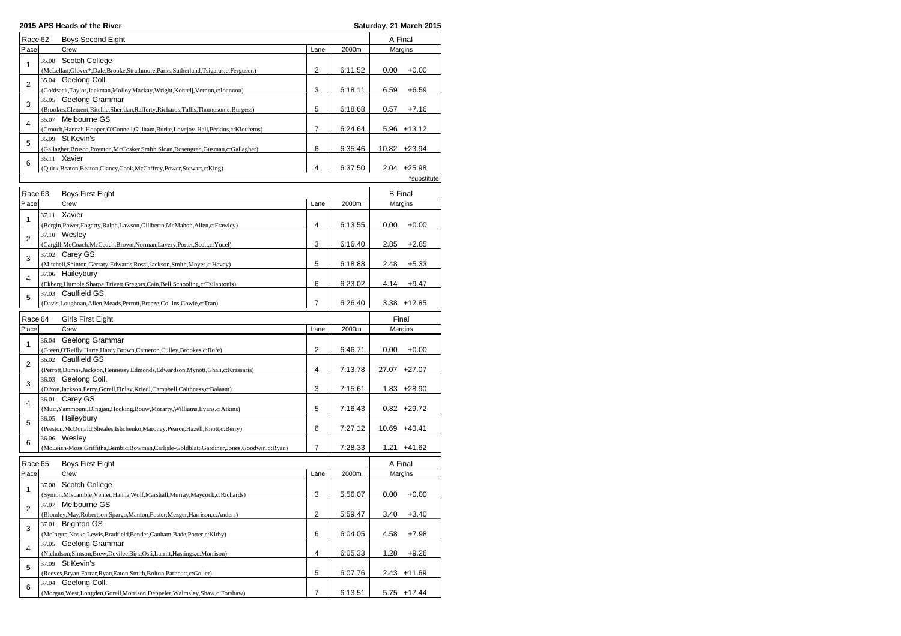**2015 APS Heads of the River** — **Saturday, 21 March 2015**

| Race 62 | Boys Second Eight | | | A Final | |
|---|---|---|---|---|---|
| Place | Crew | Lane | 2000m | Margins | |
| 1 | 35.08 Scotch College (McLellan,Glover*,Dale,Brooke,Strathmore,Parks,Sutherland,Tsigaras,c:Ferguson) | 2 | 6:11.52 | 0.00 | +0.00 |
| 2 | 35.04 Geelong Coll. (Goldsack,Taylor,Jackman,Molloy,Mackay,Wright,Kontelj,Vernon,c:Ioannou) | 3 | 6:18.11 | 6.59 | +6.59 |
| 3 | 35.05 Geelong Grammar (Brookes,Clement,Ritchie,Sheridan,Rafferty,Richards,Tallis,Thompson,c:Burgess) | 5 | 6:18.68 | 0.57 | +7.16 |
| 4 | 35.07 Melbourne GS (Crouch,Hannah,Hooper,O'Connell,Gillham,Burke,Lovejoy-Hall,Perkins,c:Kloufetos) | 7 | 6:24.64 | 5.96 | +13.12 |
| 5 | 35.09 St Kevin's (Gallagher,Brusco,Poynton,McCosker,Smith,Sloan,Rosengren,Gusman,c:Gallagher) | 6 | 6:35.46 | 10.82 | +23.94 |
| 6 | 35.11 Xavier (Quirk,Beaton,Beaton,Clancy,Cook,McCaffrey,Power,Stewart,c:King) | 4 | 6:37.50 | 2.04 | +25.98 |

*substitute

| Race 63 | Boys First Eight | | | B Final | |
|---|---|---|---|---|---|
| Place | Crew | Lane | 2000m | Margins | |
| 1 | 37.11 Xavier (Bergin,Power,Fogarty,Ralph,Lawson,Giliberto,McMahon,Allen,c:Frawley) | 4 | 6:13.55 | 0.00 | +0.00 |
| 2 | 37.10 Wesley (Cargill,McCoach,McCoach,Brown,Norman,Lavery,Porter,Scott,c:Yucel) | 3 | 6:16.40 | 2.85 | +2.85 |
| 3 | 37.02 Carey GS (Mitchell,Shinton,Gerraty,Edwards,Rossi,Jackson,Smith,Moyes,c:Hevey) | 5 | 6:18.88 | 2.48 | +5.33 |
| 4 | 37.06 Haileybury (Ekberg,Humble,Sharpe,Trivett,Gregors,Cain,Bell,Schooling,c:Tzilantonis) | 6 | 6:23.02 | 4.14 | +9.47 |
| 5 | 37.03 Caulfield GS (Davis,Loughnan,Allen,Meads,Perrott,Breeze,Collins,Cowie,c:Tran) | 7 | 6:26.40 | 3.38 | +12.85 |

| Race 64 | Girls First Eight | | | Final | |
|---|---|---|---|---|---|
| Place | Crew | Lane | 2000m | Margins | |
| 1 | 36.04 Geelong Grammar (Green,O'Reilly,Harte,Hardy,Brown,Cameron,Culley,Brookes,c:Rofe) | 2 | 6:46.71 | 0.00 | +0.00 |
| 2 | 36.02 Caulfield GS (Perrott,Dumas,Jackson,Hennessy,Edmonds,Edwardson,Mynott,Ghali,c:Krassaris) | 4 | 7:13.78 | 27.07 | +27.07 |
| 3 | 36.03 Geelong Coll. (Dixon,Jackson,Perry,Gorell,Finlay,Kriedl,Campbell,Caithness,c:Balaam) | 3 | 7:15.61 | 1.83 | +28.90 |
| 4 | 36.01 Carey GS (Muir,Yammouni,Dingjan,Hocking,Bouw,Morarty,Williams,Evans,c:Atkins) | 5 | 7:16.43 | 0.82 | +29.72 |
| 5 | 36.05 Haileybury (Preston,McDonald,Sheales,Ishchenko,Maroney,Pearce,Hazell,Knott,c:Berry) | 6 | 7:27.12 | 10.69 | +40.41 |
| 6 | 36.06 Wesley (McLeish-Moss,Griffiths,Bembic,Bowman,Carlisle-Goldblatt,Gardiner,Jones,Goodwin,c:Ryan) | 7 | 7:28.33 | 1.21 | +41.62 |

| Race 65 | Boys First Eight | | | A Final | |
|---|---|---|---|---|---|
| Place | Crew | Lane | 2000m | Margins | |
| 1 | 37.08 Scotch College (Symon,Miscamble,Venter,Hanna,Wolf,Marshall,Murray,Maycock,c:Richards) | 3 | 5:56.07 | 0.00 | +0.00 |
| 2 | 37.07 Melbourne GS (Blomley,May,Robertson,Spargo,Manton,Foster,Mezger,Harrison,c:Anders) | 2 | 5:59.47 | 3.40 | +3.40 |
| 3 | 37.01 Brighton GS (McIntyre,Noske,Lewis,Bradfield,Bender,Canham,Bade,Potter,c:Kirby) | 6 | 6:04.05 | 4.58 | +7.98 |
| 4 | 37.05 Geelong Grammar (Nicholson,Simson,Brew,Devilee,Birk,Osti,Larritt,Hastings,c:Morrison) | 4 | 6:05.33 | 1.28 | +9.26 |
| 5 | 37.09 St Kevin's (Reeves,Bryan,Farrar,Ryan,Eaton,Smith,Bolton,Parncutt,c:Goller) | 5 | 6:07.76 | 2.43 | +11.69 |
| 6 | 37.04 Geelong Coll. (Morgan,West,Longden,Gorell,Morrison,Deppeler,Walmsley,Shaw,c:Forshaw) | 7 | 6:13.51 | 5.75 | +17.44 |